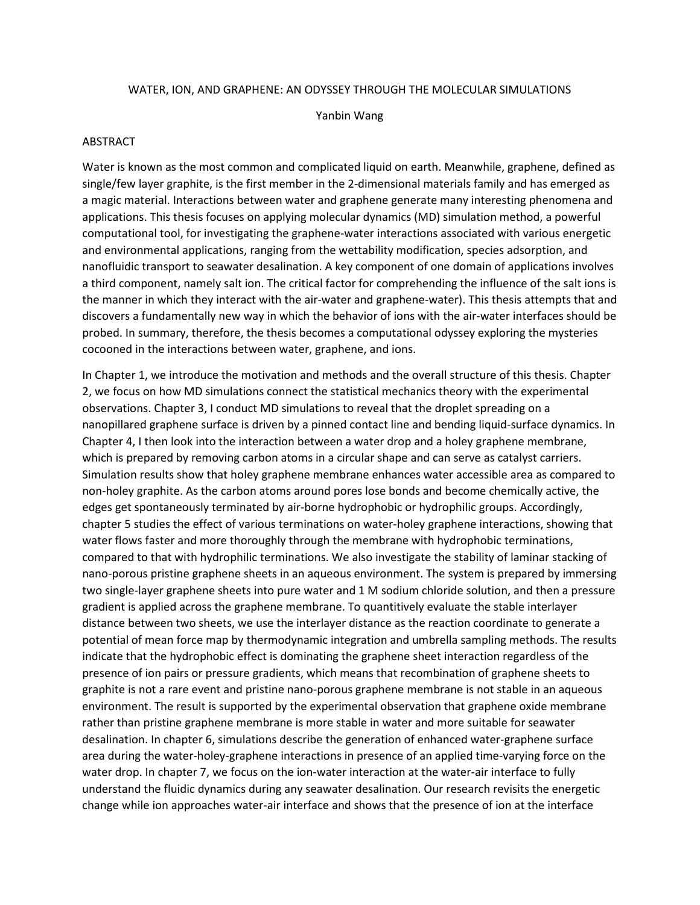WATER, ION, AND GRAPHENE: AN ODYSSEY THROUGH THE MOLECULAR SIMULATIONS

Yanbin Wang

ABSTRACT

Water is known as the most common and complicated liquid on earth. Meanwhile, graphene, defined as single/few layer graphite, is the first member in the 2-dimensional materials family and has emerged as a magic material. Interactions between water and graphene generate many interesting phenomena and applications. This thesis focuses on applying molecular dynamics (MD) simulation method, a powerful computational tool, for investigating the graphene-water interactions associated with various energetic and environmental applications, ranging from the wettability modification, species adsorption, and nanofluidic transport to seawater desalination. A key component of one domain of applications involves a third component, namely salt ion. The critical factor for comprehending the influence of the salt ions is the manner in which they interact with the air-water and graphene-water). This thesis attempts that and discovers a fundamentally new way in which the behavior of ions with the air-water interfaces should be probed. In summary, therefore, the thesis becomes a computational odyssey exploring the mysteries cocooned in the interactions between water, graphene, and ions.

In Chapter 1, we introduce the motivation and methods and the overall structure of this thesis. Chapter 2, we focus on how MD simulations connect the statistical mechanics theory with the experimental observations. Chapter 3, I conduct MD simulations to reveal that the droplet spreading on a nanopillared graphene surface is driven by a pinned contact line and bending liquid-surface dynamics. In Chapter 4, I then look into the interaction between a water drop and a holey graphene membrane, which is prepared by removing carbon atoms in a circular shape and can serve as catalyst carriers. Simulation results show that holey graphene membrane enhances water accessible area as compared to non-holey graphite. As the carbon atoms around pores lose bonds and become chemically active, the edges get spontaneously terminated by air-borne hydrophobic or hydrophilic groups. Accordingly, chapter 5 studies the effect of various terminations on water-holey graphene interactions, showing that water flows faster and more thoroughly through the membrane with hydrophobic terminations, compared to that with hydrophilic terminations. We also investigate the stability of laminar stacking of nano-porous pristine graphene sheets in an aqueous environment. The system is prepared by immersing two single-layer graphene sheets into pure water and 1 M sodium chloride solution, and then a pressure gradient is applied across the graphene membrane. To quantitively evaluate the stable interlayer distance between two sheets, we use the interlayer distance as the reaction coordinate to generate a potential of mean force map by thermodynamic integration and umbrella sampling methods. The results indicate that the hydrophobic effect is dominating the graphene sheet interaction regardless of the presence of ion pairs or pressure gradients, which means that recombination of graphene sheets to graphite is not a rare event and pristine nano-porous graphene membrane is not stable in an aqueous environment. The result is supported by the experimental observation that graphene oxide membrane rather than pristine graphene membrane is more stable in water and more suitable for seawater desalination. In chapter 6, simulations describe the generation of enhanced water-graphene surface area during the water-holey-graphene interactions in presence of an applied time-varying force on the water drop. In chapter 7, we focus on the ion-water interaction at the water-air interface to fully understand the fluidic dynamics during any seawater desalination. Our research revisits the energetic change while ion approaches water-air interface and shows that the presence of ion at the interface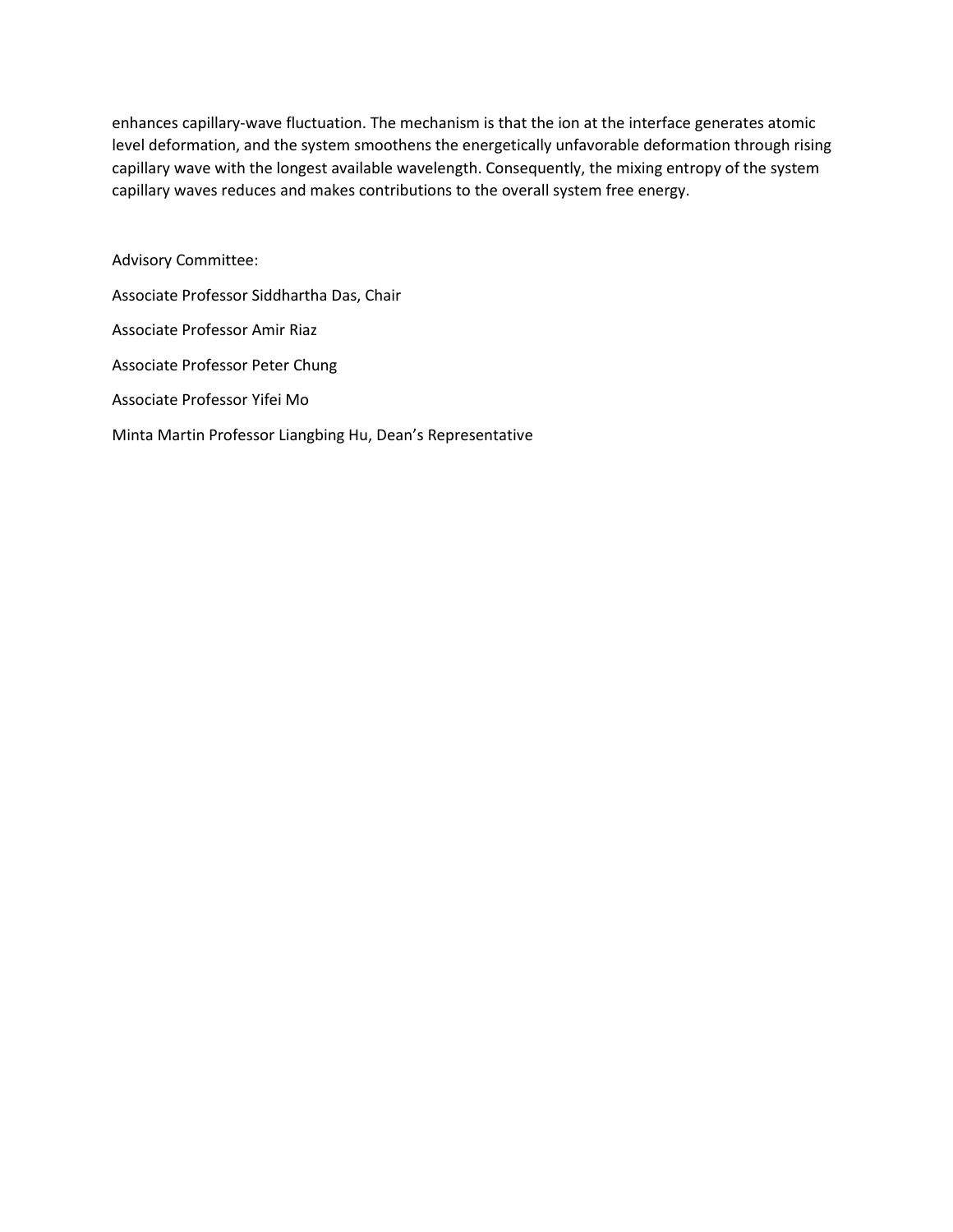enhances capillary-wave fluctuation. The mechanism is that the ion at the interface generates atomic level deformation, and the system smoothens the energetically unfavorable deformation through rising capillary wave with the longest available wavelength. Consequently, the mixing entropy of the system capillary waves reduces and makes contributions to the overall system free energy.

Advisory Committee:

Associate Professor Siddhartha Das, Chair

Associate Professor Amir Riaz

Associate Professor Peter Chung

Associate Professor Yifei Mo

Minta Martin Professor Liangbing Hu, Dean's Representative